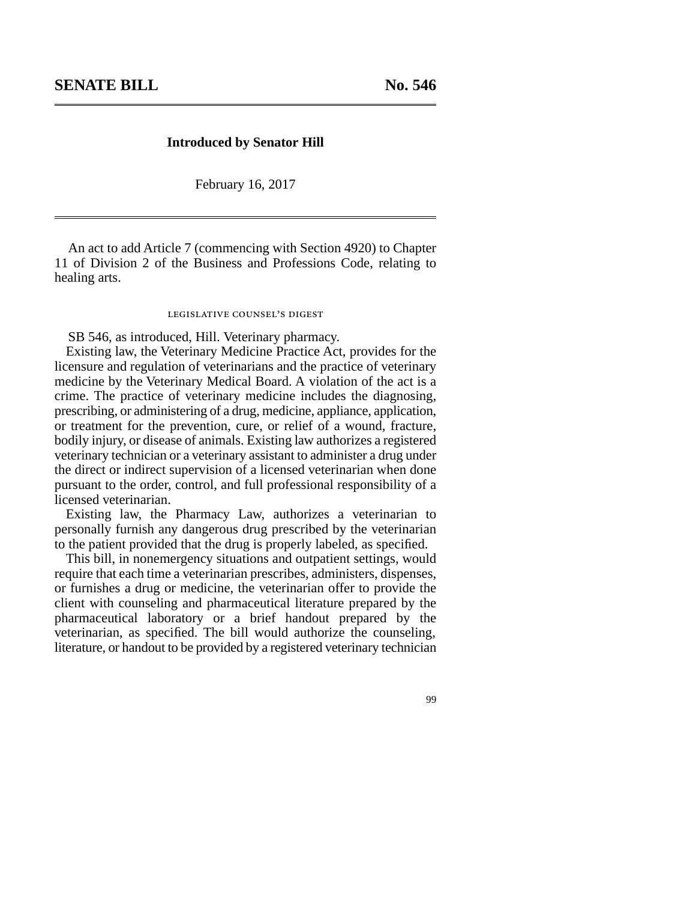# SENATE BILL No. 546

**Introduced by Senator Hill**

February 16, 2017

An act to add Article 7 (commencing with Section 4920) to Chapter 11 of Division 2 of the Business and Professions Code, relating to healing arts.

LEGISLATIVE COUNSEL'S DIGEST

SB 546, as introduced, Hill. Veterinary pharmacy.

Existing law, the Veterinary Medicine Practice Act, provides for the licensure and regulation of veterinarians and the practice of veterinary medicine by the Veterinary Medical Board. A violation of the act is a crime. The practice of veterinary medicine includes the diagnosing, prescribing, or administering of a drug, medicine, appliance, application, or treatment for the prevention, cure, or relief of a wound, fracture, bodily injury, or disease of animals. Existing law authorizes a registered veterinary technician or a veterinary assistant to administer a drug under the direct or indirect supervision of a licensed veterinarian when done pursuant to the order, control, and full professional responsibility of a licensed veterinarian.

Existing law, the Pharmacy Law, authorizes a veterinarian to personally furnish any dangerous drug prescribed by the veterinarian to the patient provided that the drug is properly labeled, as specified.

This bill, in nonemergency situations and outpatient settings, would require that each time a veterinarian prescribes, administers, dispenses, or furnishes a drug or medicine, the veterinarian offer to provide the client with counseling and pharmaceutical literature prepared by the pharmaceutical laboratory or a brief handout prepared by the veterinarian, as specified. The bill would authorize the counseling, literature, or handout to be provided by a registered veterinary technician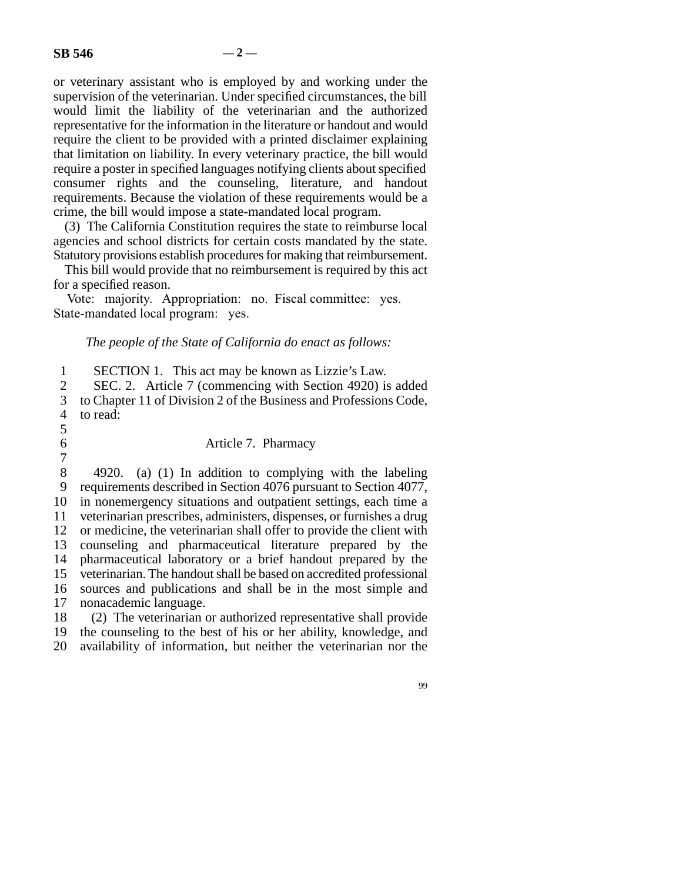or veterinary assistant who is employed by and working under the supervision of the veterinarian. Under specified circumstances, the bill would limit the liability of the veterinarian and the authorized representative for the information in the literature or handout and would require the client to be provided with a printed disclaimer explaining that limitation on liability. In every veterinary practice, the bill would require a poster in specified languages notifying clients about specified consumer rights and the counseling, literature, and handout requirements. Because the violation of these requirements would be a crime, the bill would impose a state-mandated local program.

(3) The California Constitution requires the state to reimburse local agencies and school districts for certain costs mandated by the state. Statutory provisions establish procedures for making that reimbursement.

This bill would provide that no reimbursement is required by this act for a specified reason.

Vote: majority. Appropriation: no. Fiscal committee: yes. State-mandated local program: yes.

*The people of the State of California do enact as follows:*

SECTION 1. This act may be known as Lizzie's Law.

SEC. 2. Article 7 (commencing with Section 4920) is added to Chapter 11 of Division 2 of the Business and Professions Code, to read:

Article 7. Pharmacy

4920. (a) (1) In addition to complying with the labeling requirements described in Section 4076 pursuant to Section 4077, in nonemergency situations and outpatient settings, each time a veterinarian prescribes, administers, dispenses, or furnishes a drug or medicine, the veterinarian shall offer to provide the client with counseling and pharmaceutical literature prepared by the pharmaceutical laboratory or a brief handout prepared by the veterinarian. The handout shall be based on accredited professional sources and publications and shall be in the most simple and nonacademic language.

(2) The veterinarian or authorized representative shall provide the counseling to the best of his or her ability, knowledge, and availability of information, but neither the veterinarian nor the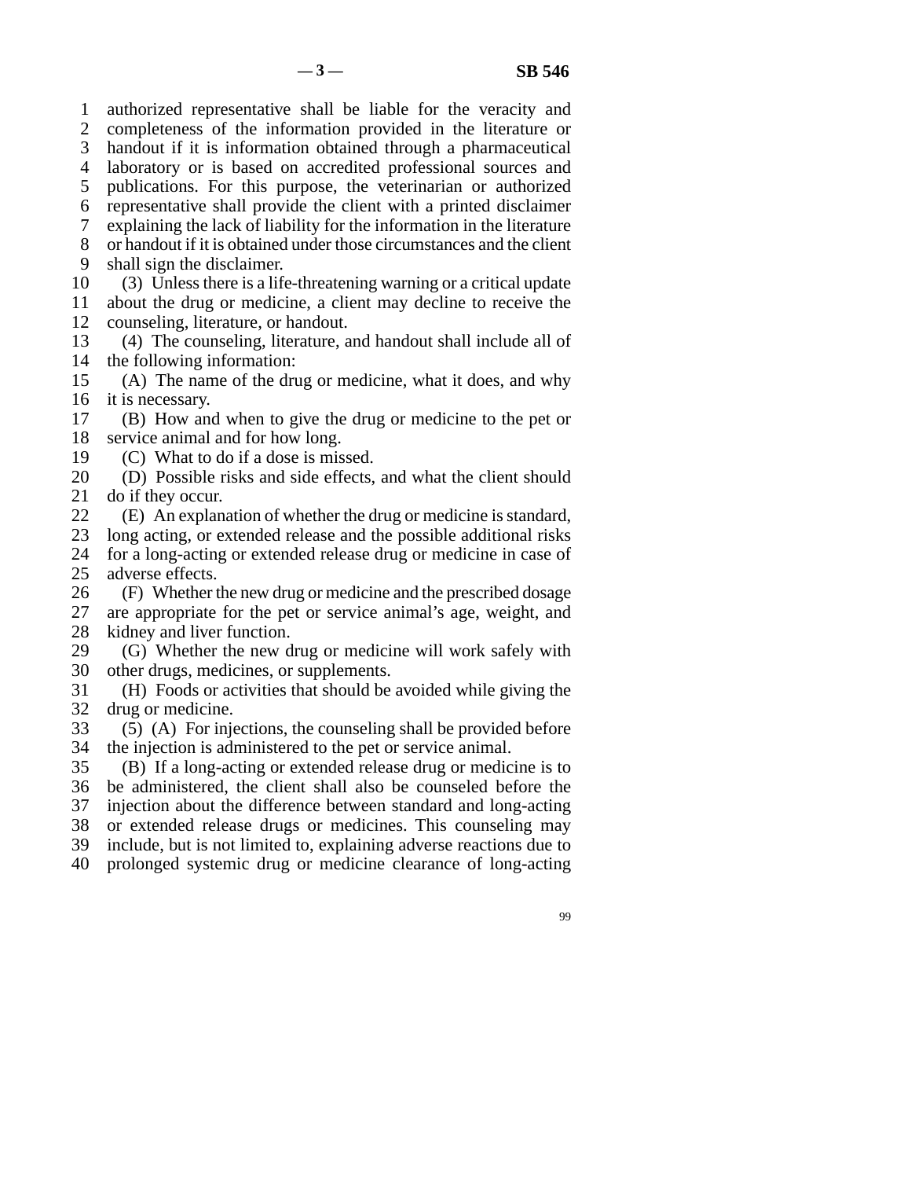authorized representative shall be liable for the veracity and completeness of the information provided in the literature or handout if it is information obtained through a pharmaceutical laboratory or is based on accredited professional sources and publications. For this purpose, the veterinarian or authorized representative shall provide the client with a printed disclaimer explaining the lack of liability for the information in the literature or handout if it is obtained under those circumstances and the client shall sign the disclaimer.

(3) Unless there is a life-threatening warning or a critical update about the drug or medicine, a client may decline to receive the counseling, literature, or handout.

(4) The counseling, literature, and handout shall include all of the following information:

(A) The name of the drug or medicine, what it does, and why it is necessary.

(B) How and when to give the drug or medicine to the pet or service animal and for how long.

(C) What to do if a dose is missed.

(D) Possible risks and side effects, and what the client should do if they occur.

(E) An explanation of whether the drug or medicine is standard, long acting, or extended release and the possible additional risks for a long-acting or extended release drug or medicine in case of adverse effects.

(F) Whether the new drug or medicine and the prescribed dosage are appropriate for the pet or service animal's age, weight, and kidney and liver function.

(G) Whether the new drug or medicine will work safely with other drugs, medicines, or supplements.

(H) Foods or activities that should be avoided while giving the drug or medicine.

(5) (A) For injections, the counseling shall be provided before the injection is administered to the pet or service animal.

(B) If a long-acting or extended release drug or medicine is to be administered, the client shall also be counseled before the injection about the difference between standard and long-acting or extended release drugs or medicines. This counseling may include, but is not limited to, explaining adverse reactions due to prolonged systemic drug or medicine clearance of long-acting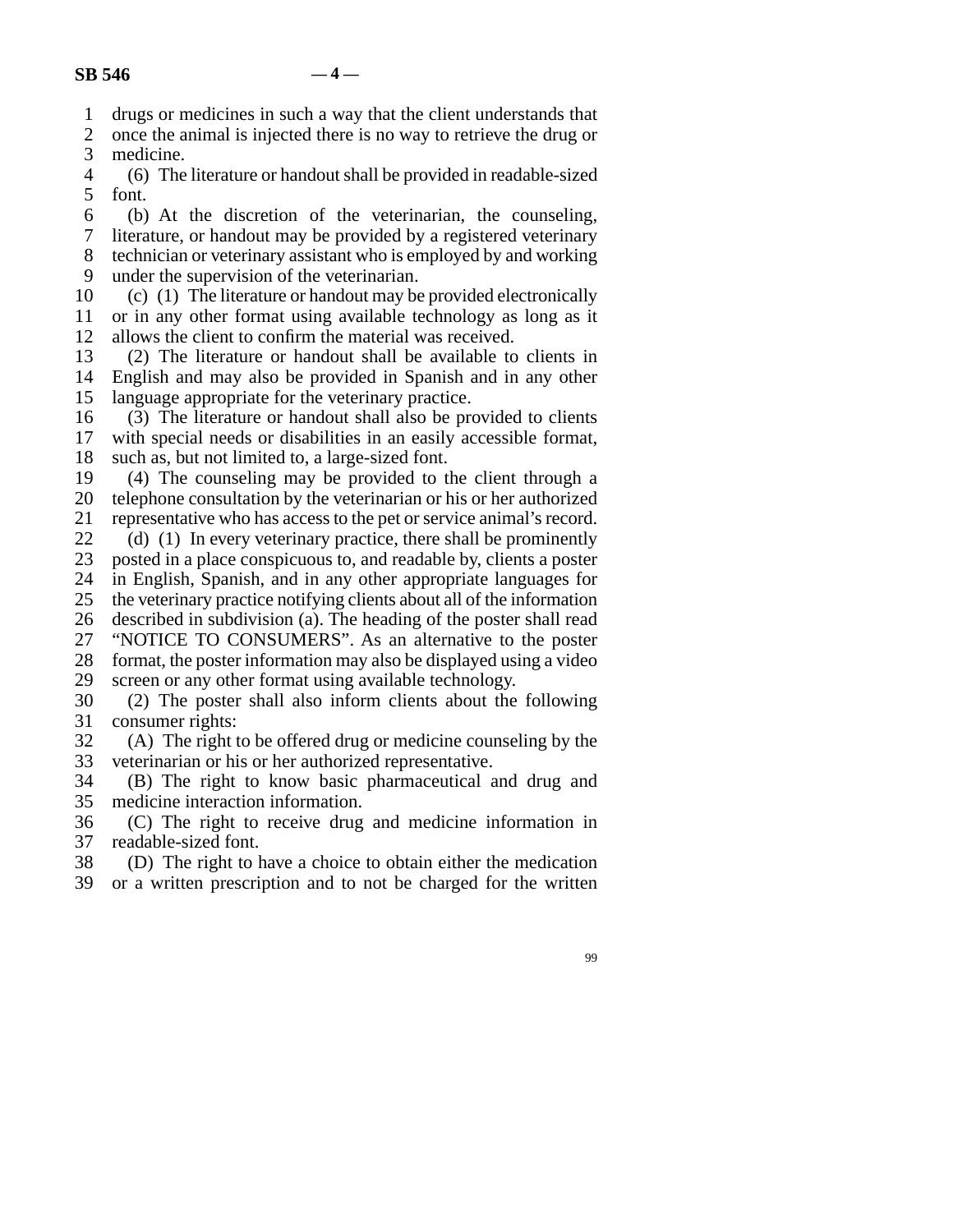drugs or medicines in such a way that the client understands that once the animal is injected there is no way to retrieve the drug or medicine.

(6) The literature or handout shall be provided in readable-sized font.

(b) At the discretion of the veterinarian, the counseling, literature, or handout may be provided by a registered veterinary technician or veterinary assistant who is employed by and working under the supervision of the veterinarian.

(c) (1) The literature or handout may be provided electronically or in any other format using available technology as long as it allows the client to confirm the material was received.

(2) The literature or handout shall be available to clients in English and may also be provided in Spanish and in any other language appropriate for the veterinary practice.

(3) The literature or handout shall also be provided to clients with special needs or disabilities in an easily accessible format, such as, but not limited to, a large-sized font.

(4) The counseling may be provided to the client through a telephone consultation by the veterinarian or his or her authorized representative who has access to the pet or service animal's record.

(d) (1) In every veterinary practice, there shall be prominently posted in a place conspicuous to, and readable by, clients a poster in English, Spanish, and in any other appropriate languages for the veterinary practice notifying clients about all of the information described in subdivision (a). The heading of the poster shall read "NOTICE TO CONSUMERS". As an alternative to the poster format, the poster information may also be displayed using a video screen or any other format using available technology.

(2) The poster shall also inform clients about the following consumer rights:

(A) The right to be offered drug or medicine counseling by the veterinarian or his or her authorized representative.

(B) The right to know basic pharmaceutical and drug and medicine interaction information.

(C) The right to receive drug and medicine information in readable-sized font.

(D) The right to have a choice to obtain either the medication or a written prescription and to not be charged for the written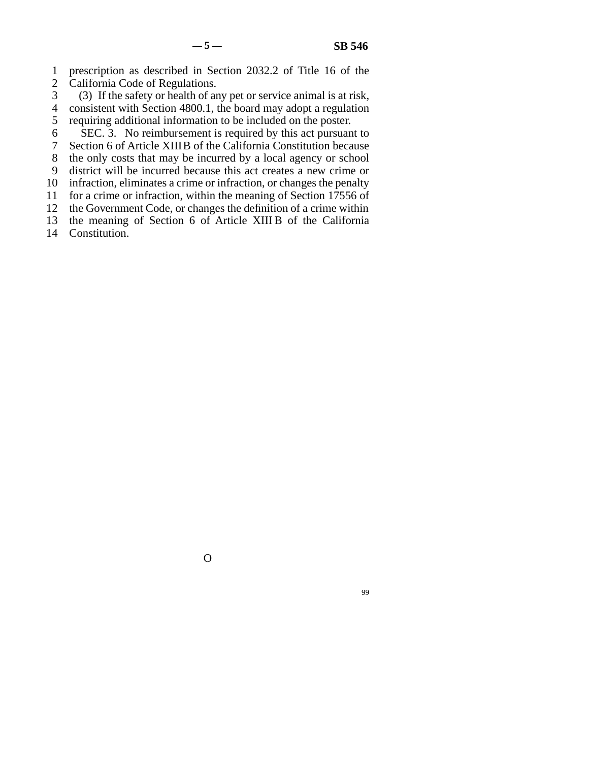prescription as described in Section 2032.2 of Title 16 of the California Code of Regulations.

(3) If the safety or health of any pet or service animal is at risk, consistent with Section 4800.1, the board may adopt a regulation requiring additional information to be included on the poster.

SEC. 3. No reimbursement is required by this act pursuant to Section 6 of Article XIII B of the California Constitution because the only costs that may be incurred by a local agency or school district will be incurred because this act creates a new crime or infraction, eliminates a crime or infraction, or changes the penalty for a crime or infraction, within the meaning of Section 17556 of the Government Code, or changes the definition of a crime within the meaning of Section 6 of Article XIII B of the California Constitution.

O